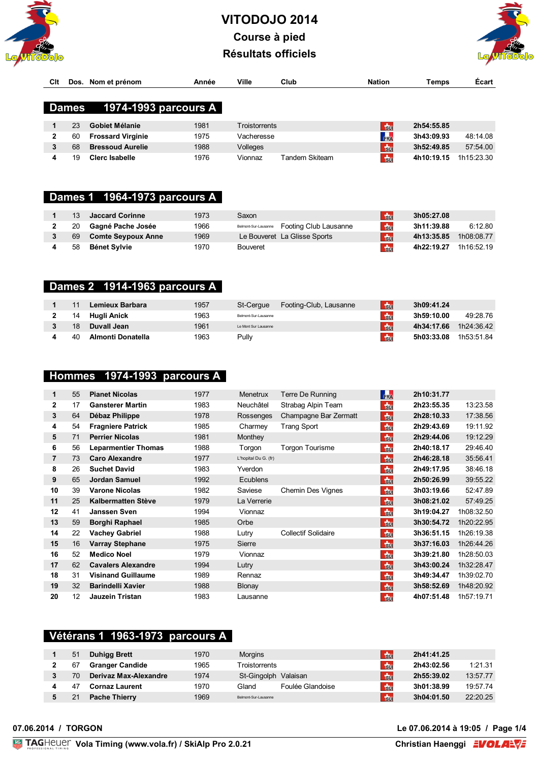# VITODOJO 2014

## Course à pied

## Résultats officiels

| Clt | Dos. | Nom et prénom | Année | Ville | Club | Nation | Temps | Écart |
|---|---|---|---|---|---|---|---|---|

### Dames 1974-1993 parcours A

| Clt | Dos. | Nom et prénom | Année | Ville | Club | Nation | Temps | Écart |
|---|---|---|---|---|---|---|---|---|
| 1 | 23 | **Gobiet Mélanie** | 1981 | Troistorrents | | SUI | **2h54:55.85** | |
| 2 | 60 | **Frossard Virginie** | 1975 | Vacheresse | | FRA | **3h43:09.93** | 48:14.08 |
| 3 | 68 | **Bressoud Aurelie** | 1988 | Volleges | | SUI | **3h52:49.85** | 57:54.00 |
| 4 | 19 | **Clerc Isabelle** | 1976 | Vionnaz | Tandem Skiteam | SUI | **4h10:19.15** | 1h15:23.30 |

### Dames 1 1964-1973 parcours A

| Clt | Dos. | Nom et prénom | Année | Ville | Club | Nation | Temps | Écart |
|---|---|---|---|---|---|---|---|---|
| 1 | 13 | **Jaccard Corinne** | 1973 | Saxon | | SUI | **3h05:27.08** | |
| 2 | 20 | **Gagné Pache Josée** | 1966 | Belmont-Sur-Lausanne | Footing Club Lausanne | SUI | **3h11:39.88** | 6:12.80 |
| 3 | 69 | **Comte Seypoux Anne** | 1969 | Le Bouveret | La Glisse Sports | SUI | **4h13:35.85** | 1h08:08.77 |
| 4 | 58 | **Bénet Sylvie** | 1970 | Bouveret | | SUI | **4h22:19.27** | 1h16:52.19 |

### Dames 2 1914-1963 parcours A

| Clt | Dos. | Nom et prénom | Année | Ville | Club | Nation | Temps | Écart |
|---|---|---|---|---|---|---|---|---|
| 1 | 11 | **Lemieux Barbara** | 1957 | St-Cergue | Footing-Club, Lausanne | SUI | **3h09:41.24** | |
| 2 | 14 | **Hugli Anick** | 1963 | Belmont-Sur-Lausanne | | SUI | **3h59:10.00** | 49:28.76 |
| 3 | 18 | **Duvall Jean** | 1961 | Le Mont Sur Lausanne | | SUI | **4h34:17.66** | 1h24:36.42 |
| 4 | 40 | **Almonti Donatella** | 1963 | Pully | | SUI | **5h03:33.08** | 1h53:51.84 |

### Hommes 1974-1993 parcours A

| Clt | Dos. | Nom et prénom | Année | Ville | Club | Nation | Temps | Écart |
|---|---|---|---|---|---|---|---|---|
| 1 | 55 | **Pianet Nicolas** | 1977 | Menetrux | Terre De Running | FRA | **2h10:31.77** | |
| 2 | 17 | **Gansterer Martin** | 1983 | Neuchâtel | Strabag Alpin Team | SUI | **2h23:55.35** | 13:23.58 |
| 3 | 64 | **Débaz Philippe** | 1978 | Rossenges | Champagne Bar Zermatt | SUI | **2h28:10.33** | 17:38.56 |
| 4 | 54 | **Fragniere Patrick** | 1985 | Charmey | Trang Sport | SUI | **2h29:43.69** | 19:11.92 |
| 5 | 71 | **Perrier Nicolas** | 1981 | Monthey | | SUI | **2h29:44.06** | 19:12.29 |
| 6 | 56 | **Leparmentier Thomas** | 1988 | Torgon | Torgon Tourisme | SUI | **2h40:18.17** | 29:46.40 |
| 7 | 73 | **Caro Alexandre** | 1977 | L'hopital Du G. (fr) | | SUI | **2h46:28.18** | 35:56.41 |
| 8 | 26 | **Suchet David** | 1983 | Yverdon | | SUI | **2h49:17.95** | 38:46.18 |
| 9 | 65 | **Jordan Samuel** | 1992 | Ecublens | | SUI | **2h50:26.99** | 39:55.22 |
| 10 | 39 | **Varone Nicolas** | 1982 | Saviese | Chemin Des Vignes | SUI | **3h03:19.66** | 52:47.89 |
| 11 | 25 | **Kalbermatten Stève** | 1979 | La Verrerie | | SUI | **3h08:21.02** | 57:49.25 |
| 12 | 41 | **Janssen Sven** | 1994 | Vionnaz | | SUI | **3h19:04.27** | 1h08:32.50 |
| 13 | 59 | **Borghi Raphael** | 1985 | Orbe | | SUI | **3h30:54.72** | 1h20:22.95 |
| 14 | 22 | **Vachey Gabriel** | 1988 | Lutry | Collectif Solidaire | SUI | **3h36:51.15** | 1h26:19.38 |
| 15 | 16 | **Varray Stephane** | 1975 | Sierre | | SUI | **3h37:16.03** | 1h26:44.26 |
| 16 | 52 | **Medico Noel** | 1979 | Vionnaz | | SUI | **3h39:21.80** | 1h28:50.03 |
| 17 | 62 | **Cavalers Alexandre** | 1994 | Lutry | | SUI | **3h43:00.24** | 1h32:28.47 |
| 18 | 31 | **Visinand Guillaume** | 1989 | Rennaz | | SUI | **3h49:34.47** | 1h39:02.70 |
| 19 | 32 | **Barindelli Xavier** | 1988 | Blonay | | SUI | **3h58:52.69** | 1h48:20.92 |
| 20 | 12 | **Jauzein Tristan** | 1983 | Lausanne | | SUI | **4h07:51.48** | 1h57:19.71 |

### Vétérans 1 1963-1973 parcours A

| Clt | Dos. | Nom et prénom | Année | Ville | Club | Nation | Temps | Écart |
|---|---|---|---|---|---|---|---|---|
| 1 | 51 | **Duhigg Brett** | 1970 | Morgins | | SUI | **2h41:41.25** | |
| 2 | 67 | **Granger Candide** | 1965 | Troistorrents | | SUI | **2h43:02.56** | 1:21.31 |
| 3 | 70 | **Derivaz Max-Alexandre** | 1974 | St-Gingolph | Valaisan | SUI | **2h55:39.02** | 13:57.77 |
| 4 | 47 | **Cornaz Laurent** | 1970 | Gland | Foulée Glandoise | SUI | **3h01:38.99** | 19:57.74 |
| 5 | 21 | **Pache Thierry** | 1969 | Belmont-Sur-Lausanne | | SUI | **3h04:01.50** | 22:20.25 |

07.06.2014 / TORGON — Le 07.06.2014 à 19:05

TAGHeuer Vola Timing (www.vola.fr) / SkiAlp Pro 2.0.21 — Christian Haenggi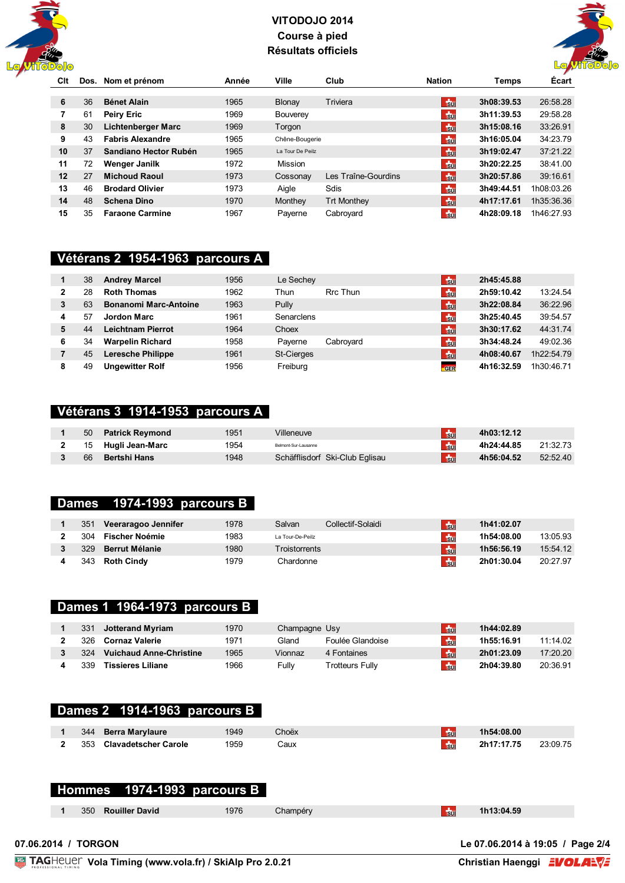# VITODOJO 2014
## Course à pied
## Résultats officiels

| Clt | Dos. | Nom et prénom | Année | Ville | Club | Nation | Temps | Écart |
|---|---|---|---|---|---|---|---|---|
| 6 | 36 | **Bénet Alain** | 1965 | Blonay | Triviera | SUI | **3h08:39.53** | 26:58.28 |
| 7 | 61 | **Peiry Eric** | 1969 | Bouverey | | SUI | **3h11:39.53** | 29:58.28 |
| 8 | 30 | **Lichtenberger Marc** | 1969 | Torgon | | SUI | **3h15:08.16** | 33:26.91 |
| 9 | 43 | **Fabris Alexandre** | 1965 | Chêne-Bougerie | | SUI | **3h16:05.04** | 34:23.79 |
| 10 | 37 | **Sandiano Hector Rubén** | 1965 | La Tour De Peilz | | SUI | **3h19:02.47** | 37:21.22 |
| 11 | 72 | **Wenger Janilk** | 1972 | Mission | | SUI | **3h20:22.25** | 38:41.00 |
| 12 | 27 | **Michoud Raoul** | 1973 | Cossonay | Les Traîne-Gourdins | SUI | **3h20:57.86** | 39:16.61 |
| 13 | 46 | **Brodard Olivier** | 1973 | Aigle | Sdis | SUI | **3h49:44.51** | 1h08:03.26 |
| 14 | 48 | **Schena Dino** | 1970 | Monthey | Trt Monthey | SUI | **4h17:17.61** | 1h35:36.36 |
| 15 | 35 | **Faraone Carmine** | 1967 | Payerne | Cabroyard | SUI | **4h28:09.18** | 1h46:27.93 |

## Vétérans 2 1954-1963 parcours A

| Clt | Dos. | Nom et prénom | Année | Ville | Club | Nation | Temps | Écart |
|---|---|---|---|---|---|---|---|---|
| 1 | 38 | **Andrey Marcel** | 1956 | Le Sechey | | SUI | **2h45:45.88** | |
| 2 | 28 | **Roth Thomas** | 1962 | Thun | Rrc Thun | SUI | **2h59:10.42** | 13:24.54 |
| 3 | 63 | **Bonanomi Marc-Antoine** | 1963 | Pully | | SUI | **3h22:08.84** | 36:22.96 |
| 4 | 57 | **Jordon Marc** | 1961 | Senarclens | | SUI | **3h25:40.45** | 39:54.57 |
| 5 | 44 | **Leichtnam Pierrot** | 1964 | Choex | | SUI | **3h30:17.62** | 44:31.74 |
| 6 | 34 | **Warpelin Richard** | 1958 | Payerne | Cabroyard | SUI | **3h34:48.24** | 49:02.36 |
| 7 | 45 | **Leresche Philippe** | 1961 | St-Cierges | | SUI | **4h08:40.67** | 1h22:54.79 |
| 8 | 49 | **Ungewitter Rolf** | 1956 | Freiburg | | GER | **4h16:32.59** | 1h30:46.71 |

## Vétérans 3 1914-1953 parcours A

| Clt | Dos. | Nom et prénom | Année | Ville | Club | Nation | Temps | Écart |
|---|---|---|---|---|---|---|---|---|
| 1 | 50 | **Patrick Reymond** | 1951 | Villeneuve | | SUI | **4h03:12.12** | |
| 2 | 15 | **Hugli Jean-Marc** | 1954 | Belmont-Sur-Lausanne | | SUI | **4h24:44.85** | 21:32.73 |
| 3 | 66 | **Bertshi Hans** | 1948 | Schäfflisdorf | Ski-Club Eglisau | SUI | **4h56:04.52** | 52:52.40 |

## Dames 1974-1993 parcours B

| Clt | Dos. | Nom et prénom | Année | Ville | Club | Nation | Temps | Écart |
|---|---|---|---|---|---|---|---|---|
| 1 | 351 | **Veeraragoo Jennifer** | 1978 | Salvan | Collectif-Solaidi | SUI | **1h41:02.07** | |
| 2 | 304 | **Fischer Noémie** | 1983 | La Tour-De-Peilz | | SUI | **1h54:08.00** | 13:05.93 |
| 3 | 329 | **Berrut Mélanie** | 1980 | Troistorrents | | SUI | **1h56:56.19** | 15:54.12 |
| 4 | 343 | **Roth Cindy** | 1979 | Chardonne | | SUI | **2h01:30.04** | 20:27.97 |

## Dames 1 1964-1973 parcours B

| Clt | Dos. | Nom et prénom | Année | Ville | Club | Nation | Temps | Écart |
|---|---|---|---|---|---|---|---|---|
| 1 | 331 | **Jotterand Myriam** | 1970 | Champagne | Usy | SUI | **1h44:02.89** | |
| 2 | 326 | **Cornaz Valerie** | 1971 | Gland | Foulée Glandoise | SUI | **1h55:16.91** | 11:14.02 |
| 3 | 324 | **Vuichaud Anne-Christine** | 1965 | Vionnaz | 4 Fontaines | SUI | **2h01:23.09** | 17:20.20 |
| 4 | 339 | **Tissieres Liliane** | 1966 | Fully | Trotteurs Fully | SUI | **2h04:39.80** | 20:36.91 |

## Dames 2 1914-1963 parcours B

| Clt | Dos. | Nom et prénom | Année | Ville | Club | Nation | Temps | Écart |
|---|---|---|---|---|---|---|---|---|
| 1 | 344 | **Berra Marylaure** | 1949 | Choëx | | SUI | **1h54:08.00** | |
| 2 | 353 | **Clavadetscher Carole** | 1959 | Caux | | SUI | **2h17:17.75** | 23:09.75 |

## Hommes 1974-1993 parcours B

| Clt | Dos. | Nom et prénom | Année | Ville | Club | Nation | Temps | Écart |
|---|---|---|---|---|---|---|---|---|
| 1 | 350 | **Rouiller David** | 1976 | Champéry | | SUI | **1h13:04.59** | |

**07.06.2014 / TORGON** — **Le 07.06.2014 à 19:05**

**Vola Timing (www.vola.fr) / SkiAlp Pro 2.0.21** — **Christian Haenggi**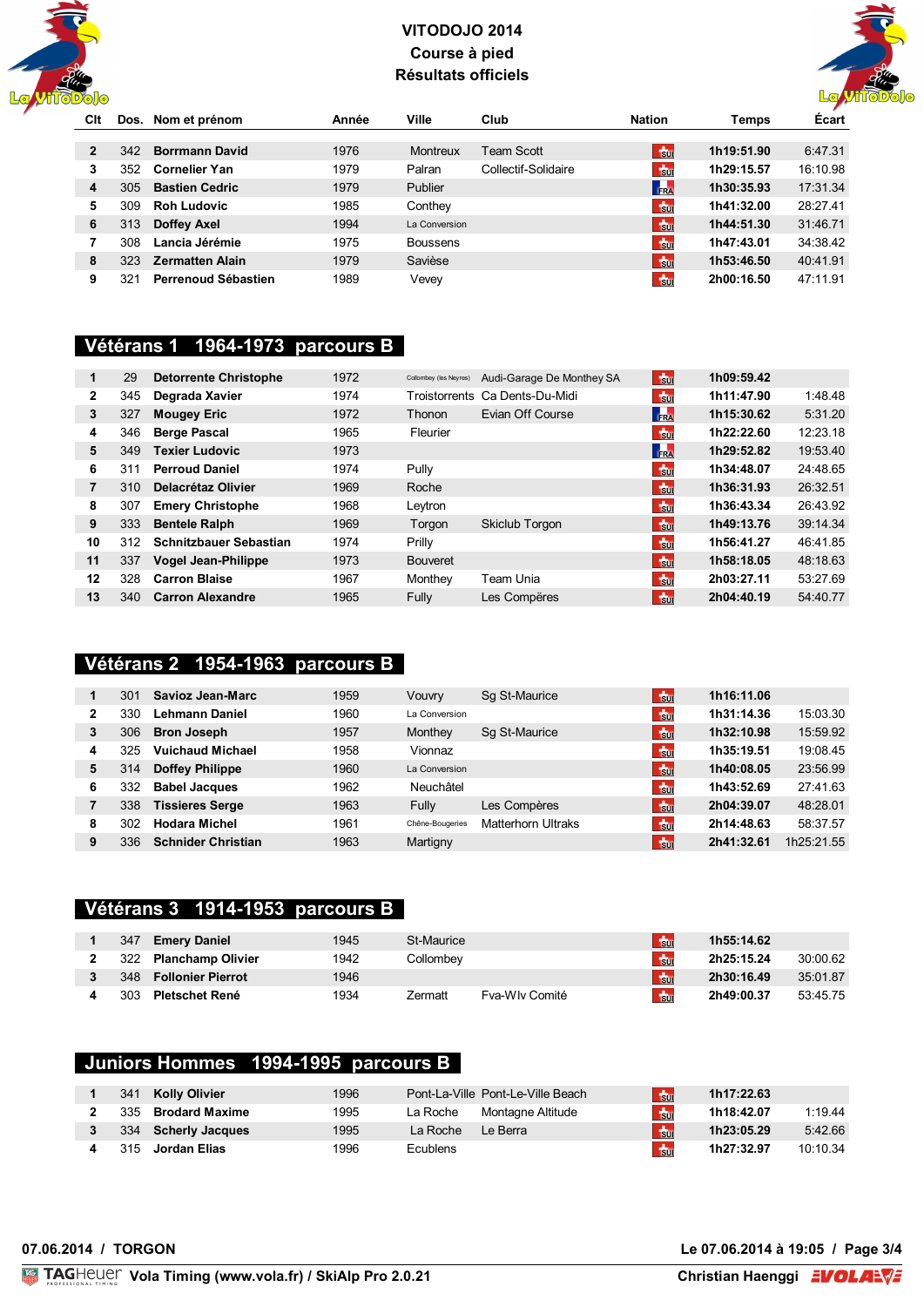# VITODOJO 2014
## Course à pied
## Résultats officiels

| Clt | Dos. | Nom et prénom | Année | Ville | Club | Nation | Temps | Écart |
|---|---|---|---|---|---|---|---|---|
| 2 | 342 | **Borrmann David** | 1976 | Montreux | Team Scott | SUI | **1h19:51.90** | 6:47.31 |
| 3 | 352 | **Cornelier Yan** | 1979 | Palran | Collectif-Solidaire | SUI | **1h29:15.57** | 16:10.98 |
| 4 | 305 | **Bastien Cedric** | 1979 | Publier | | FRA | **1h30:35.93** | 17:31.34 |
| 5 | 309 | **Roh Ludovic** | 1985 | Conthey | | SUI | **1h41:32.00** | 28:27.41 |
| 6 | 313 | **Doffey Axel** | 1994 | La Conversion | | SUI | **1h44:51.30** | 31:46.71 |
| 7 | 308 | **Lancia Jérémie** | 1975 | Boussens | | SUI | **1h47:43.01** | 34:38.42 |
| 8 | 323 | **Zermatten Alain** | 1979 | Savièse | | SUI | **1h53:46.50** | 40:41.91 |
| 9 | 321 | **Perrenoud Sébastien** | 1989 | Vevey | | SUI | **2h00:16.50** | 47:11.91 |

## Vétérans 1 1964-1973 parcours B

| Clt | Dos. | Nom et prénom | Année | Ville | Club | Nation | Temps | Écart |
|---|---|---|---|---|---|---|---|---|
| 1 | 29 | **Detorrente Christophe** | 1972 | Collombey (les Neyres) | Audi-Garage De Monthey SA | SUI | **1h09:59.42** | |
| 2 | 345 | **Degrada Xavier** | 1974 | Troistorrents | Ca Dents-Du-Midi | SUI | **1h11:47.90** | 1:48.48 |
| 3 | 327 | **Mougey Eric** | 1972 | Thonon | Evian Off Course | FRA | **1h15:30.62** | 5:31.20 |
| 4 | 346 | **Berge Pascal** | 1965 | Fleurier | | SUI | **1h22:22.60** | 12:23.18 |
| 5 | 349 | **Texier Ludovic** | 1973 | | | FRA | **1h29:52.82** | 19:53.40 |
| 6 | 311 | **Perroud Daniel** | 1974 | Pully | | SUI | **1h34:48.07** | 24:48.65 |
| 7 | 310 | **Delacrétaz Olivier** | 1969 | Roche | | SUI | **1h36:31.93** | 26:32.51 |
| 8 | 307 | **Emery Christophe** | 1968 | Leytron | | SUI | **1h36:43.34** | 26:43.92 |
| 9 | 333 | **Bentele Ralph** | 1969 | Torgon | Skiclub Torgon | SUI | **1h49:13.76** | 39:14.34 |
| 10 | 312 | **Schnitzbauer Sebastian** | 1974 | Prilly | | SUI | **1h56:41.27** | 46:41.85 |
| 11 | 337 | **Vogel Jean-Philippe** | 1973 | Bouveret | | SUI | **1h58:18.05** | 48:18.63 |
| 12 | 328 | **Carron Blaise** | 1967 | Monthey | Team Unia | SUI | **2h03:27.11** | 53:27.69 |
| 13 | 340 | **Carron Alexandre** | 1965 | Fully | Les Compëres | SUI | **2h04:40.19** | 54:40.77 |

## Vétérans 2 1954-1963 parcours B

| Clt | Dos. | Nom et prénom | Année | Ville | Club | Nation | Temps | Écart |
|---|---|---|---|---|---|---|---|---|
| 1 | 301 | **Savioz Jean-Marc** | 1959 | Vouvry | Sg St-Maurice | SUI | **1h16:11.06** | |
| 2 | 330 | **Lehmann Daniel** | 1960 | La Conversion | | SUI | **1h31:14.36** | 15:03.30 |
| 3 | 306 | **Bron Joseph** | 1957 | Monthey | Sg St-Maurice | SUI | **1h32:10.98** | 15:59.92 |
| 4 | 325 | **Vuichaud Michael** | 1958 | Vionnaz | | SUI | **1h35:19.51** | 19:08.45 |
| 5 | 314 | **Doffey Philippe** | 1960 | La Conversion | | SUI | **1h40:08.05** | 23:56.99 |
| 6 | 332 | **Babel Jacques** | 1962 | Neuchâtel | | SUI | **1h43:52.69** | 27:41.63 |
| 7 | 338 | **Tissieres Serge** | 1963 | Fully | Les Compères | SUI | **2h04:39.07** | 48:28.01 |
| 8 | 302 | **Hodara Michel** | 1961 | Chêne-Bougeries | Matterhorn Ultraks | SUI | **2h14:48.63** | 58:37.57 |
| 9 | 336 | **Schnider Christian** | 1963 | Martigny | | SUI | **2h41:32.61** | 1h25:21.55 |

## Vétérans 3 1914-1953 parcours B

| Clt | Dos. | Nom et prénom | Année | Ville | Club | Nation | Temps | Écart |
|---|---|---|---|---|---|---|---|---|
| 1 | 347 | **Emery Daniel** | 1945 | St-Maurice | | SUI | **1h55:14.62** | |
| 2 | 322 | **Planchamp Olivier** | 1942 | Collombey | | SUI | **2h25:15.24** | 30:00.62 |
| 3 | 348 | **Follonier Pierrot** | 1946 | | | SUI | **2h30:16.49** | 35:01.87 |
| 4 | 303 | **Pletschet René** | 1934 | Zermatt | Fva-Wlv Comité | SUI | **2h49:00.37** | 53:45.75 |

## Juniors Hommes 1994-1995 parcours B

| Clt | Dos. | Nom et prénom | Année | Ville | Club | Nation | Temps | Écart |
|---|---|---|---|---|---|---|---|---|
| 1 | 341 | **Kolly Olivier** | 1996 | Pont-La-Ville | Pont-Le-Ville Beach | SUI | **1h17:22.63** | |
| 2 | 335 | **Brodard Maxime** | 1995 | La Roche | Montagne Altitude | SUI | **1h18:42.07** | 1:19.44 |
| 3 | 334 | **Scherly Jacques** | 1995 | La Roche | Le Berra | SUI | **1h23:05.29** | 5:42.66 |
| 4 | 315 | **Jordan Elias** | 1996 | Ecublens | | SUI | **1h27:32.97** | 10:10.34 |

**07.06.2014 / TORGON** — **Le 07.06.2014 à 19:05**

**Vola Timing (www.vola.fr) / SkiAlp Pro 2.0.21** — **Christian Haenggi**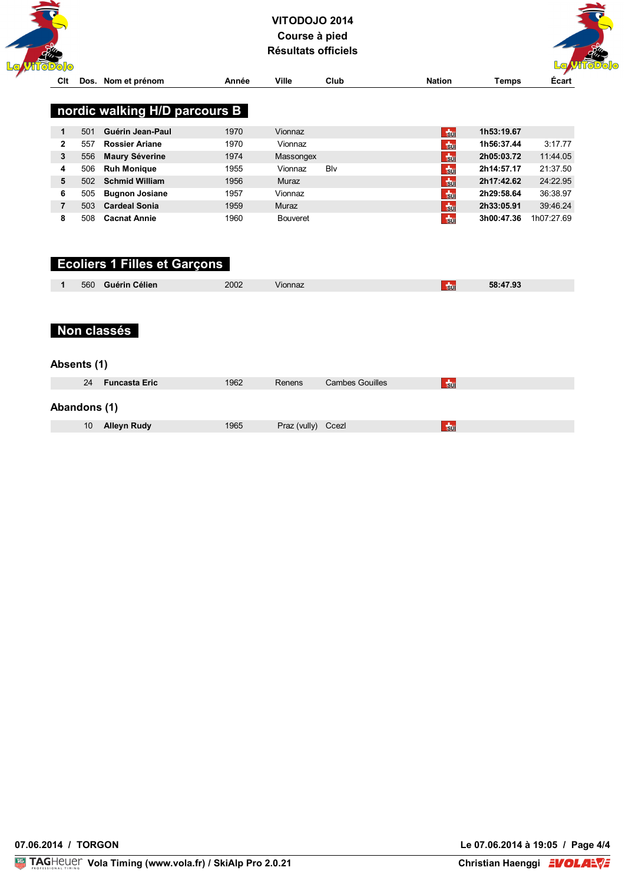# VITODOJO 2014
## Course à pied
## Résultats officiels

## nordic walking H/D parcours B

| Clt | Dos. | Nom et prénom | Année | Ville | Club | Nation | Temps | Écart |
|---|---|---|---|---|---|---|---|---|
| 1 | 501 | **Guérin Jean-Paul** | 1970 | Vionnaz | | SUI | **1h53:19.67** | |
| 2 | 557 | **Rossier Ariane** | 1970 | Vionnaz | | SUI | **1h56:37.44** | 3:17.77 |
| 3 | 556 | **Maury Séverine** | 1974 | Massongex | | SUI | **2h05:03.72** | 11:44.05 |
| 4 | 506 | **Ruh Monique** | 1955 | Vionnaz | Blv | SUI | **2h14:57.17** | 21:37.50 |
| 5 | 502 | **Schmid William** | 1956 | Muraz | | SUI | **2h17:42.62** | 24:22.95 |
| 6 | 505 | **Bugnon Josiane** | 1957 | Vionnaz | | SUI | **2h29:58.64** | 36:38.97 |
| 7 | 503 | **Cardeal Sonia** | 1959 | Muraz | | SUI | **2h33:05.91** | 39:46.24 |
| 8 | 508 | **Cacnat Annie** | 1960 | Bouveret | | SUI | **3h00:47.36** | 1h07:27.69 |

## Ecoliers 1 Filles et Garçons

| Clt | Dos. | Nom et prénom | Année | Ville | Club | Nation | Temps | Écart |
|---|---|---|---|---|---|---|---|---|
| 1 | 560 | **Guérin Célien** | 2002 | Vionnaz | | SUI | **58:47.93** | |

## Non classés

### Absents (1)

| Clt | Dos. | Nom et prénom | Année | Ville | Club | Nation | Temps | Écart |
|---|---|---|---|---|---|---|---|---|
| | 24 | **Funcasta Eric** | 1962 | Renens | Cambes Gouilles | SUI | | |

### Abandons (1)

| Clt | Dos. | Nom et prénom | Année | Ville | Club | Nation | Temps | Écart |
|---|---|---|---|---|---|---|---|---|
| | 10 | **Alleyn Rudy** | 1965 | Praz (vully) | Ccezl | SUI | | |

07.06.2014 / TORGON — Le 07.06.2014 à 19:05

Vola Timing (www.vola.fr) / SkiAlp Pro 2.0.21 — Christian Haenggi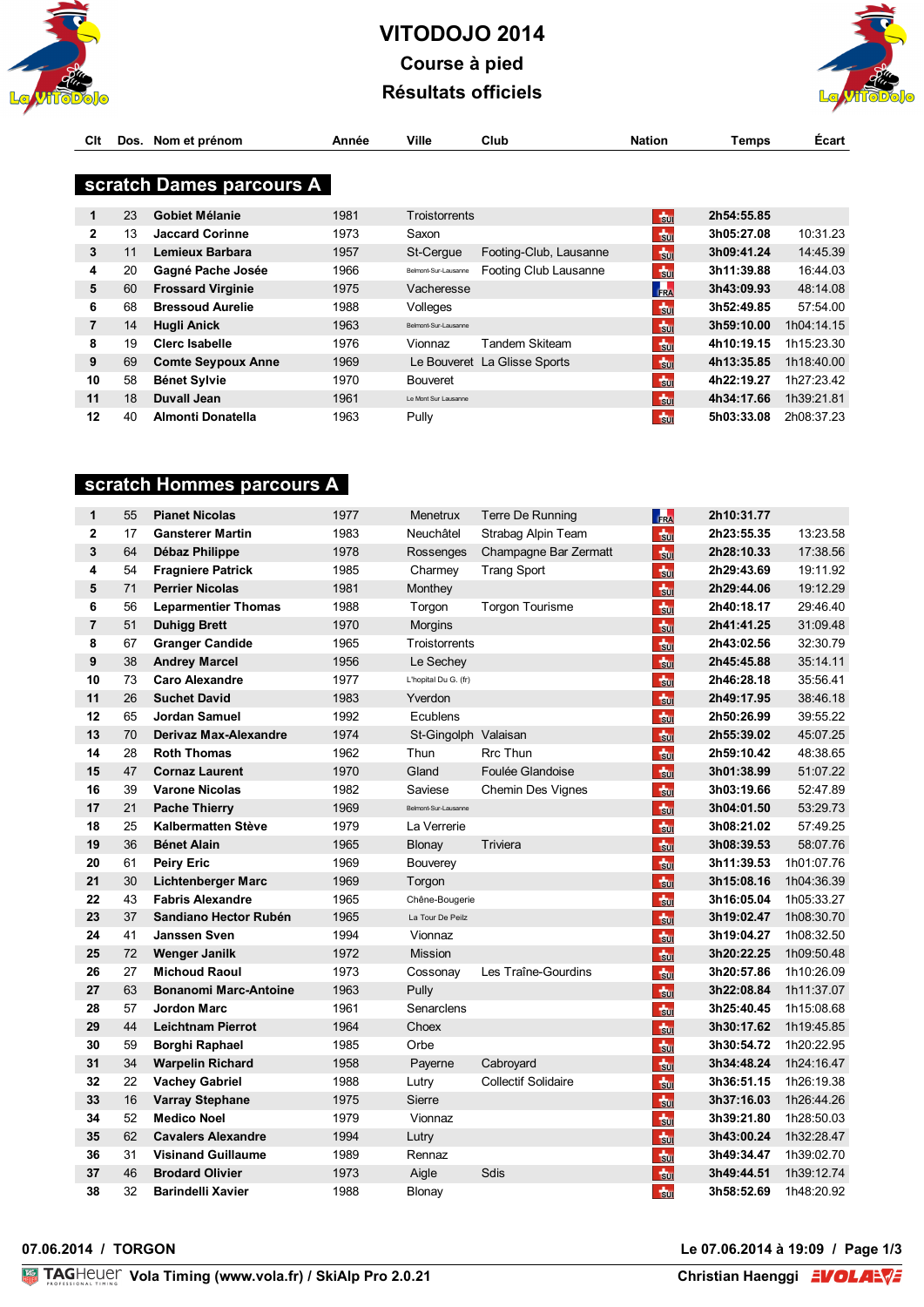# VITODOJO 2014

## Course à pied

## Résultats officiels

## scratch Dames parcours A

| Clt | Dos. | Nom et prénom | Année | Ville | Club | Nation | Temps | Écart |
|---|---|---|---|---|---|---|---|---|
| 1 | 23 | **Gobiet Mélanie** | 1981 | Troistorrents | | SUI | **2h54:55.85** | |
| 2 | 13 | **Jaccard Corinne** | 1973 | Saxon | | SUI | **3h05:27.08** | 10:31.23 |
| 3 | 11 | **Lemieux Barbara** | 1957 | St-Cergue | Footing-Club, Lausanne | SUI | **3h09:41.24** | 14:45.39 |
| 4 | 20 | **Gagné Pache Josée** | 1966 | Belmont-Sur-Lausanne | Footing Club Lausanne | SUI | **3h11:39.88** | 16:44.03 |
| 5 | 60 | **Frossard Virginie** | 1975 | Vacheresse | | FRA | **3h43:09.93** | 48:14.08 |
| 6 | 68 | **Bressoud Aurelie** | 1988 | Volleges | | SUI | **3h52:49.85** | 57:54.00 |
| 7 | 14 | **Hugli Anick** | 1963 | Belmont-Sur-Lausanne | | SUI | **3h59:10.00** | 1h04:14.15 |
| 8 | 19 | **Clerc Isabelle** | 1976 | Vionnaz | Tandem Skiteam | SUI | **4h10:19.15** | 1h15:23.30 |
| 9 | 69 | **Comte Seypoux Anne** | 1969 | Le Bouveret | La Glisse Sports | SUI | **4h13:35.85** | 1h18:40.00 |
| 10 | 58 | **Bénet Sylvie** | 1970 | Bouveret | | SUI | **4h22:19.27** | 1h27:23.42 |
| 11 | 18 | **Duvall Jean** | 1961 | Le Mont Sur Lausanne | | SUI | **4h34:17.66** | 1h39:21.81 |
| 12 | 40 | **Almonti Donatella** | 1963 | Pully | | SUI | **5h03:33.08** | 2h08:37.23 |

## scratch Hommes parcours A

| Clt | Dos. | Nom et prénom | Année | Ville | Club | Nation | Temps | Écart |
|---|---|---|---|---|---|---|---|---|
| 1 | 55 | **Pianet Nicolas** | 1977 | Menetrux | Terre De Running | FRA | **2h10:31.77** | |
| 2 | 17 | **Gansterer Martin** | 1983 | Neuchâtel | Strabag Alpin Team | SUI | **2h23:55.35** | 13:23.58 |
| 3 | 64 | **Débaz Philippe** | 1978 | Rossenges | Champagne Bar Zermatt | SUI | **2h28:10.33** | 17:38.56 |
| 4 | 54 | **Fragniere Patrick** | 1985 | Charmey | Trang Sport | SUI | **2h29:43.69** | 19:11.92 |
| 5 | 71 | **Perrier Nicolas** | 1981 | Monthey | | SUI | **2h29:44.06** | 19:12.29 |
| 6 | 56 | **Leparmentier Thomas** | 1988 | Torgon | Torgon Tourisme | SUI | **2h40:18.17** | 29:46.40 |
| 7 | 51 | **Duhigg Brett** | 1970 | Morgins | | SUI | **2h41:41.25** | 31:09.48 |
| 8 | 67 | **Granger Candide** | 1965 | Troistorrents | | SUI | **2h43:02.56** | 32:30.79 |
| 9 | 38 | **Andrey Marcel** | 1956 | Le Sechey | | SUI | **2h45:45.88** | 35:14.11 |
| 10 | 73 | **Caro Alexandre** | 1977 | L'hopital Du G. (fr) | | SUI | **2h46:28.18** | 35:56.41 |
| 11 | 26 | **Suchet David** | 1983 | Yverdon | | SUI | **2h49:17.95** | 38:46.18 |
| 12 | 65 | **Jordan Samuel** | 1992 | Ecublens | | SUI | **2h50:26.99** | 39:55.22 |
| 13 | 70 | **Derivaz Max-Alexandre** | 1974 | St-Gingolph | Valaisan | SUI | **2h55:39.02** | 45:07.25 |
| 14 | 28 | **Roth Thomas** | 1962 | Thun | Rrc Thun | SUI | **2h59:10.42** | 48:38.65 |
| 15 | 47 | **Cornaz Laurent** | 1970 | Gland | Foulée Glandoise | SUI | **3h01:38.99** | 51:07.22 |
| 16 | 39 | **Varone Nicolas** | 1982 | Saviese | Chemin Des Vignes | SUI | **3h03:19.66** | 52:47.89 |
| 17 | 21 | **Pache Thierry** | 1969 | Belmont-Sur-Lausanne | | SUI | **3h04:01.50** | 53:29.73 |
| 18 | 25 | **Kalbermatten Stève** | 1979 | La Verrerie | | SUI | **3h08:21.02** | 57:49.25 |
| 19 | 36 | **Bénet Alain** | 1965 | Blonay | Triviera | SUI | **3h08:39.53** | 58:07.76 |
| 20 | 61 | **Peiry Eric** | 1969 | Bouverey | | SUI | **3h11:39.53** | 1h01:07.76 |
| 21 | 30 | **Lichtenberger Marc** | 1969 | Torgon | | SUI | **3h15:08.16** | 1h04:36.39 |
| 22 | 43 | **Fabris Alexandre** | 1965 | Chêne-Bougerie | | SUI | **3h16:05.04** | 1h05:33.27 |
| 23 | 37 | **Sandiano Hector Rubén** | 1965 | La Tour De Peilz | | SUI | **3h19:02.47** | 1h08:30.70 |
| 24 | 41 | **Janssen Sven** | 1994 | Vionnaz | | SUI | **3h19:04.27** | 1h08:32.50 |
| 25 | 72 | **Wenger Janilk** | 1972 | Mission | | SUI | **3h20:22.25** | 1h09:50.48 |
| 26 | 27 | **Michoud Raoul** | 1973 | Cossonay | Les Traîne-Gourdins | SUI | **3h20:57.86** | 1h10:26.09 |
| 27 | 63 | **Bonanomi Marc-Antoine** | 1963 | Pully | | SUI | **3h22:08.84** | 1h11:37.07 |
| 28 | 57 | **Jordon Marc** | 1961 | Senarclens | | SUI | **3h25:40.45** | 1h15:08.68 |
| 29 | 44 | **Leichtnam Pierrot** | 1964 | Choex | | SUI | **3h30:17.62** | 1h19:45.85 |
| 30 | 59 | **Borghi Raphael** | 1985 | Orbe | | SUI | **3h30:54.72** | 1h20:22.95 |
| 31 | 34 | **Warpelin Richard** | 1958 | Payerne | Cabroyard | SUI | **3h34:48.24** | 1h24:16.47 |
| 32 | 22 | **Vachey Gabriel** | 1988 | Lutry | Collectif Solidaire | SUI | **3h36:51.15** | 1h26:19.38 |
| 33 | 16 | **Varray Stephane** | 1975 | Sierre | | SUI | **3h37:16.03** | 1h26:44.26 |
| 34 | 52 | **Medico Noel** | 1979 | Vionnaz | | SUI | **3h39:21.80** | 1h28:50.03 |
| 35 | 62 | **Cavalers Alexandre** | 1994 | Lutry | | SUI | **3h43:00.24** | 1h32:28.47 |
| 36 | 31 | **Visinand Guillaume** | 1989 | Rennaz | | SUI | **3h49:34.47** | 1h39:02.70 |
| 37 | 46 | **Brodard Olivier** | 1973 | Aigle | Sdis | SUI | **3h49:44.51** | 1h39:12.74 |
| 38 | 32 | **Barindelli Xavier** | 1988 | Blonay | | SUI | **3h58:52.69** | 1h48:20.92 |

**07.06.2014 / TORGON** — **Le 07.06.2014 à 19:09**

TAGHeuer **Vola Timing (www.vola.fr) / SkiAlp Pro 2.0.21** — **Christian Haenggi**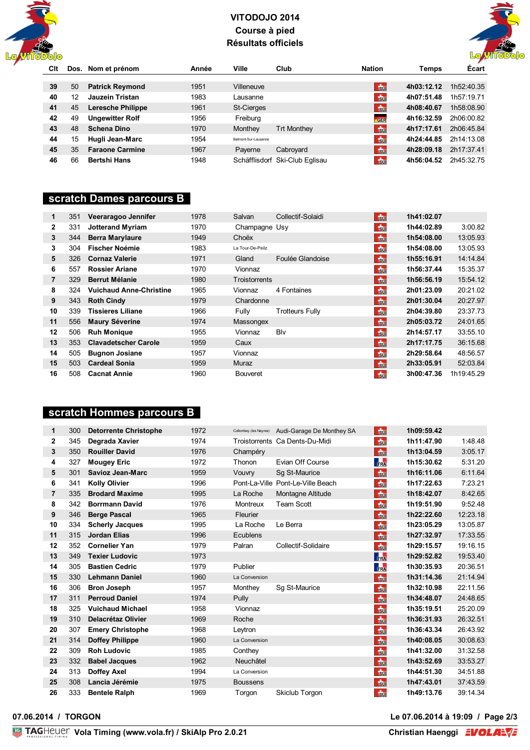# VITODOJO 2014

## Course à pied

## Résultats officiels

| Clt | Dos. | Nom et prénom | Année | Ville | Club | Nation | Temps | Écart |
|---|---|---|---|---|---|---|---|---|
| 39 | 50 | Patrick Reymond | 1951 | Villeneuve | | SUI | 4h03:12.12 | 1h52:40.35 |
| 40 | 12 | Jauzein Tristan | 1983 | Lausanne | | SUI | 4h07:51.48 | 1h57:19.71 |
| 41 | 45 | Leresche Philippe | 1961 | St-Cierges | | SUI | 4h08:40.67 | 1h58:08.90 |
| 42 | 49 | Ungewitter Rolf | 1956 | Freiburg | | GER | 4h16:32.59 | 2h06:00.82 |
| 43 | 48 | Schena Dino | 1970 | Monthey | Trt Monthey | SUI | 4h17:17.61 | 2h06:45.84 |
| 44 | 15 | Hugli Jean-Marc | 1954 | Belmont-Sur-Lausanne | | SUI | 4h24:44.85 | 2h14:13.08 |
| 45 | 35 | Faraone Carmine | 1967 | Payerne | Cabroyard | SUI | 4h28:09.18 | 2h17:37.41 |
| 46 | 66 | Bertshi Hans | 1948 | Schäfflisdorf | Ski-Club Eglisau | SUI | 4h56:04.52 | 2h45:32.75 |

## scratch Dames parcours B

| Clt | Dos. | Nom et prénom | Année | Ville | Club | Nation | Temps | Écart |
|---|---|---|---|---|---|---|---|---|
| 1 | 351 | Veeragoo Jennifer | 1978 | Salvan | Collectif-Solaidi | SUI | 1h41:02.07 | |
| 2 | 331 | Jotterand Myriam | 1970 | Champagne | Usy | SUI | 1h44:02.89 | 3:00.82 |
| 3 | 344 | Berra Marylaure | 1949 | Choëx | | SUI | 1h54:08.00 | 13:05.93 |
| 3 | 304 | Fischer Noémie | 1983 | La Tour-De-Peilz | | SUI | 1h54:08.00 | 13:05.93 |
| 5 | 326 | Cornaz Valerie | 1971 | Gland | Foulée Glandoise | SUI | 1h55:16.91 | 14:14.84 |
| 6 | 557 | Rossier Ariane | 1970 | Vionnaz | | SUI | 1h56:37.44 | 15:35.37 |
| 7 | 329 | Berrut Mélanie | 1980 | Troistorrents | | SUI | 1h56:56.19 | 15:54.12 |
| 8 | 324 | Vuichaud Anne-Christine | 1965 | Vionnaz | 4 Fontaines | SUI | 2h01:23.09 | 20:21.02 |
| 9 | 343 | Roth Cindy | 1979 | Chardonne | | SUI | 2h01:30.04 | 20:27.97 |
| 10 | 339 | Tissieres Liliane | 1966 | Fully | Trotteurs Fully | SUI | 2h04:39.80 | 23:37.73 |
| 11 | 556 | Maury Séverine | 1974 | Massongex | | SUI | 2h05:03.72 | 24:01.65 |
| 12 | 506 | Ruh Monique | 1955 | Vionnaz | Blv | SUI | 2h14:57.17 | 33:55.10 |
| 13 | 353 | Clavadetscher Carole | 1959 | Caux | | SUI | 2h17:17.75 | 36:15.68 |
| 14 | 505 | Bugnon Josiane | 1957 | Vionnaz | | SUI | 2h29:58.64 | 48:56.57 |
| 15 | 503 | Cardeal Sonia | 1959 | Muraz | | SUI | 2h33:05.91 | 52:03.84 |
| 16 | 508 | Cacnat Annie | 1960 | Bouveret | | SUI | 3h00:47.36 | 1h19:45.29 |

## scratch Hommes parcours B

| Clt | Dos. | Nom et prénom | Année | Ville | Club | Nation | Temps | Écart |
|---|---|---|---|---|---|---|---|---|
| 1 | 300 | Detorrente Christophe | 1972 | Collombey (les Neyres) | Audi-Garage De Monthey SA | SUI | 1h09:59.42 | |
| 2 | 345 | Degrada Xavier | 1974 | Troistorrents | Ca Dents-Du-Midi | SUI | 1h11:47.90 | 1:48.48 |
| 3 | 350 | Rouiller David | 1976 | Champéry | | SUI | 1h13:04.59 | 3:05.17 |
| 4 | 327 | Mougey Eric | 1972 | Thonon | Evian Off Course | FRA | 1h15:30.62 | 5:31.20 |
| 5 | 301 | Savioz Jean-Marc | 1959 | Vouvry | Sg St-Maurice | SUI | 1h16:11.06 | 6:11.64 |
| 6 | 341 | Kolly Olivier | 1996 | Pont-La-Ville | Pont-Le-Ville Beach | SUI | 1h17:22.63 | 7:23.21 |
| 7 | 335 | Brodard Maxime | 1995 | La Roche | Montagne Altitude | SUI | 1h18:42.07 | 8:42.65 |
| 8 | 342 | Borrmann David | 1976 | Montreux | Team Scott | SUI | 1h19:51.90 | 9:52.48 |
| 9 | 346 | Berge Pascal | 1965 | Fleurier | | SUI | 1h22:22.60 | 12:23.18 |
| 10 | 334 | Scherly Jacques | 1995 | La Roche | Le Berra | SUI | 1h23:05.29 | 13:05.87 |
| 11 | 315 | Jordan Elias | 1996 | Ecublens | | SUI | 1h27:32.97 | 17:33.55 |
| 12 | 352 | Cornelier Yan | 1979 | Palran | Collectif-Solidaire | SUI | 1h29:15.57 | 19:16.15 |
| 13 | 349 | Texier Ludovic | 1973 | | | FRA | 1h29:52.82 | 19:53.40 |
| 14 | 305 | Bastien Cedric | 1979 | Publier | | FRA | 1h30:35.93 | 20:36.51 |
| 15 | 330 | Lehmann Daniel | 1960 | La Conversion | | SUI | 1h31:14.36 | 21:14.94 |
| 16 | 306 | Bron Joseph | 1957 | Monthey | Sg St-Maurice | SUI | 1h32:10.98 | 22:11.56 |
| 17 | 311 | Perroud Daniel | 1974 | Pully | | SUI | 1h34:48.07 | 24:48.65 |
| 18 | 325 | Vuichaud Michael | 1958 | Vionnaz | | SUI | 1h35:19.51 | 25:20.09 |
| 19 | 310 | Delacrétaz Olivier | 1969 | Roche | | SUI | 1h36:31.93 | 26:32.51 |
| 20 | 307 | Emery Christophe | 1968 | Leytron | | SUI | 1h36:43.34 | 26:43.92 |
| 21 | 314 | Doffey Philippe | 1960 | La Conversion | | SUI | 1h40:08.05 | 30:08.63 |
| 22 | 309 | Roh Ludovic | 1985 | Conthey | | SUI | 1h41:32.00 | 31:32.58 |
| 23 | 332 | Babel Jacques | 1962 | Neuchâtel | | SUI | 1h43:52.69 | 33:53.27 |
| 24 | 313 | Doffey Axel | 1994 | La Conversion | | SUI | 1h44:51.30 | 34:51.88 |
| 25 | 308 | Lancia Jérémie | 1975 | Boussens | | SUI | 1h47:43.01 | 37:43.59 |
| 26 | 333 | Bentele Ralph | 1969 | Torgon | Skiclub Torgon | SUI | 1h49:13.76 | 39:14.34 |

07.06.2014 / TORGON — Le 07.06.2014 à 19:09

Vola Timing (www.vola.fr) / SkiAlp Pro 2.0.21 — Christian Haenggi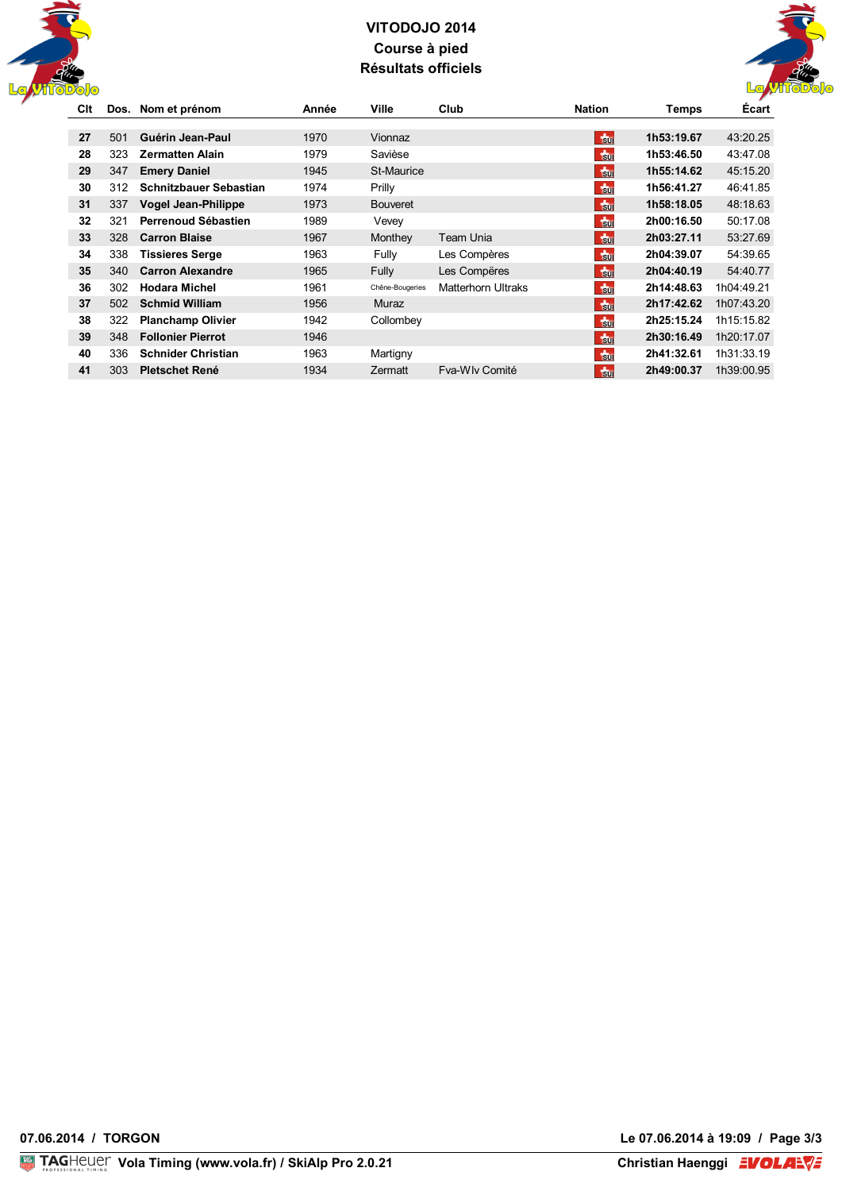# VITODOJO 2014

## Course à pied

## Résultats officiels

| Clt | Dos. | Nom et prénom | Année | Ville | Club | Nation | Temps | Écart |
|---|---|---|---|---|---|---|---|---|
| 27 | 501 | **Guérin Jean-Paul** | 1970 | Vionnaz | | SUI | **1h53:19.67** | 43:20.25 |
| 28 | 323 | **Zermatten Alain** | 1979 | Savièse | | SUI | **1h53:46.50** | 43:47.08 |
| 29 | 347 | **Emery Daniel** | 1945 | St-Maurice | | SUI | **1h55:14.62** | 45:15.20 |
| 30 | 312 | **Schnitzbauer Sebastian** | 1974 | Prilly | | SUI | **1h56:41.27** | 46:41.85 |
| 31 | 337 | **Vogel Jean-Philippe** | 1973 | Bouveret | | SUI | **1h58:18.05** | 48:18.63 |
| 32 | 321 | **Perrenoud Sébastien** | 1989 | Vevey | | SUI | **2h00:16.50** | 50:17.08 |
| 33 | 328 | **Carron Blaise** | 1967 | Monthey | Team Unia | SUI | **2h03:27.11** | 53:27.69 |
| 34 | 338 | **Tissieres Serge** | 1963 | Fully | Les Compères | SUI | **2h04:39.07** | 54:39.65 |
| 35 | 340 | **Carron Alexandre** | 1965 | Fully | Les Compëres | SUI | **2h04:40.19** | 54:40.77 |
| 36 | 302 | **Hodara Michel** | 1961 | Chêne-Bougeries | Matterhorn Ultraks | SUI | **2h14:48.63** | 1h04:49.21 |
| 37 | 502 | **Schmid William** | 1956 | Muraz | | SUI | **2h17:42.62** | 1h07:43.20 |
| 38 | 322 | **Planchamp Olivier** | 1942 | Collombey | | SUI | **2h25:15.24** | 1h15:15.82 |
| 39 | 348 | **Follonier Pierrot** | 1946 | | | SUI | **2h30:16.49** | 1h20:17.07 |
| 40 | 336 | **Schnider Christian** | 1963 | Martigny | | SUI | **2h41:32.61** | 1h31:33.19 |
| 41 | 303 | **Pletschet René** | 1934 | Zermatt | Fva-Wlv Comité | SUI | **2h49:00.37** | 1h39:00.95 |

**07.06.2014 / TORGON** — **Le 07.06.2014 à 19:09**

**Vola Timing (www.vola.fr) / SkiAlp Pro 2.0.21** — **Christian Haenggi**